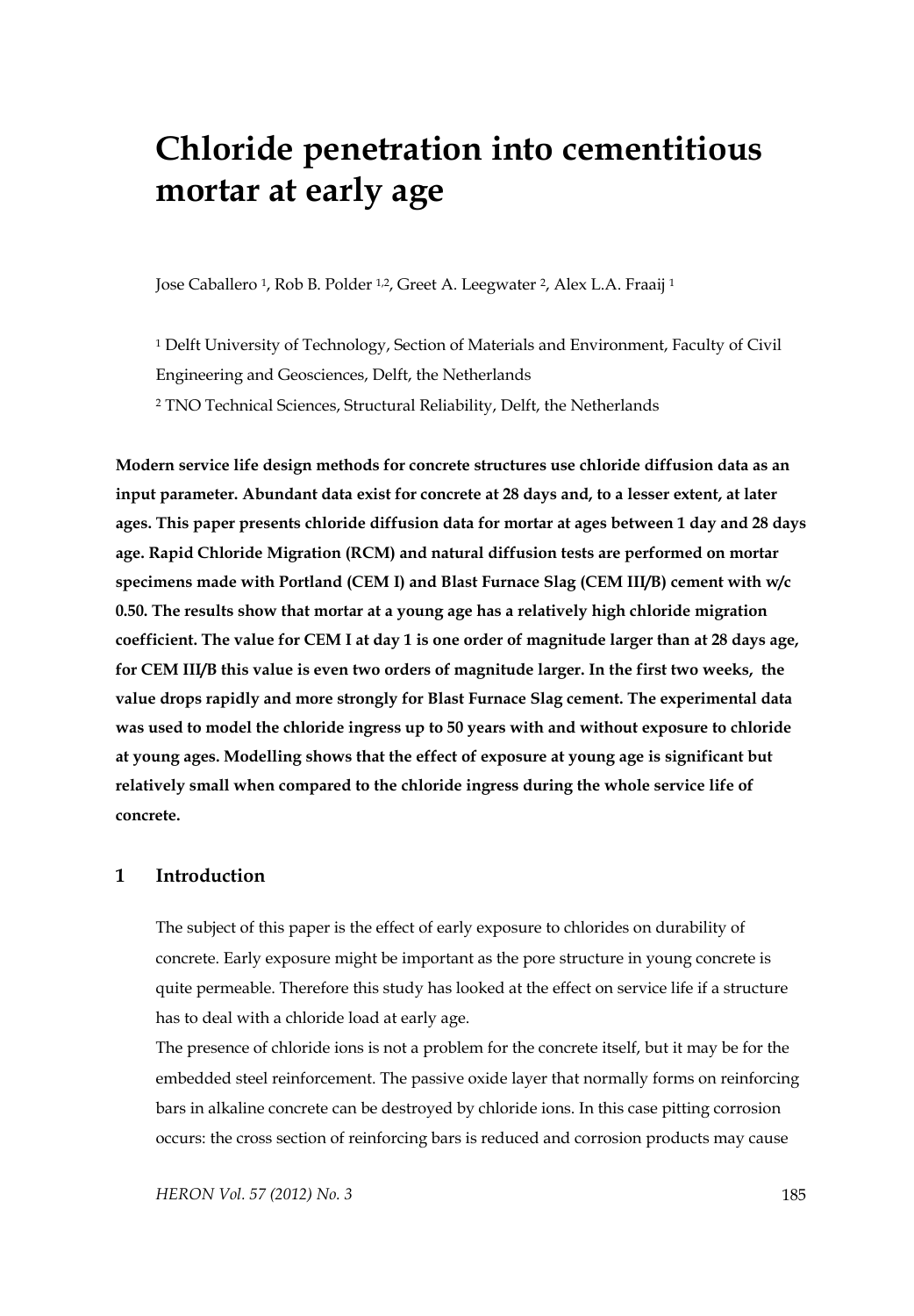# Chloride penetration into cementitious mortar at early age

Jose Caballero [1], Rob B. Polder [1,2], Greet A. Leegwater [2], Alex L.A. Fraaij [1]

[1] Delft University of Technology, Section of Materials and Environment, Faculty of Civil Engineering and Geosciences, Delft, the Netherlands

[2] TNO Technical Sciences, Structural Reliability, Delft, the Netherlands

**Modern service life design methods for concrete structures use chloride diffusion data as an input parameter. Abundant data exist for concrete at 28 days and, to a lesser extent, at later ages. This paper presents chloride diffusion data for mortar at ages between 1 day and 28 days age. Rapid Chloride Migration (RCM) and natural diffusion tests are performed on mortar specimens made with Portland (CEM I) and Blast Furnace Slag (CEM III/B) cement with w/c 0.50. The results show that mortar at a young age has a relatively high chloride migration coefficient. The value for CEM I at day 1 is one order of magnitude larger than at 28 days age, for CEM III/B this value is even two orders of magnitude larger. In the first two weeks, the value drops rapidly and more strongly for Blast Furnace Slag cement. The experimental data was used to model the chloride ingress up to 50 years with and without exposure to chloride at young ages. Modelling shows that the effect of exposure at young age is significant but relatively small when compared to the chloride ingress during the whole service life of concrete.**

## 1 Introduction

The subject of this paper is the effect of early exposure to chlorides on durability of concrete. Early exposure might be important as the pore structure in young concrete is quite permeable. Therefore this study has looked at the effect on service life if a structure has to deal with a chloride load at early age.

The presence of chloride ions is not a problem for the concrete itself, but it may be for the embedded steel reinforcement. The passive oxide layer that normally forms on reinforcing bars in alkaline concrete can be destroyed by chloride ions. In this case pitting corrosion occurs: the cross section of reinforcing bars is reduced and corrosion products may cause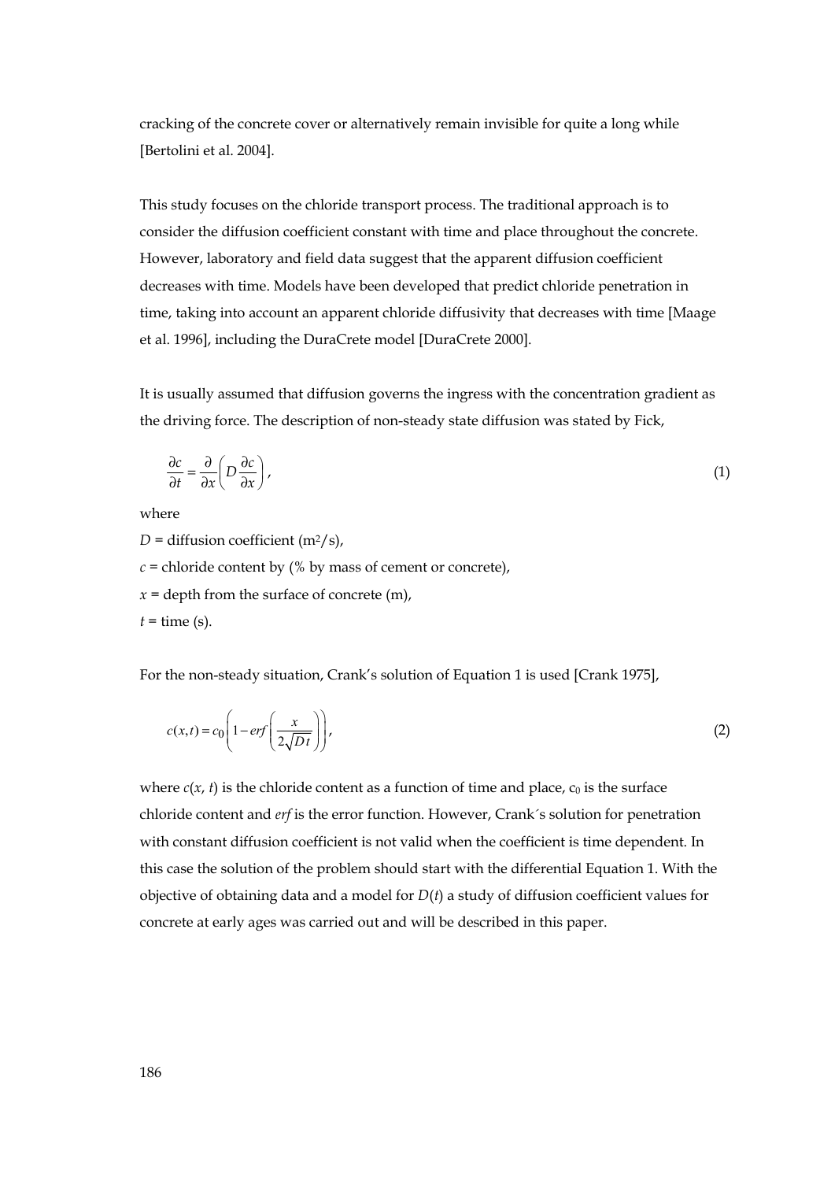cracking of the concrete cover or alternatively remain invisible for quite a long while [Bertolini et al. 2004].

This study focuses on the chloride transport process. The traditional approach is to consider the diffusion coefficient constant with time and place throughout the concrete. However, laboratory and field data suggest that the apparent diffusion coefficient decreases with time. Models have been developed that predict chloride penetration in time, taking into account an apparent chloride diffusivity that decreases with time [Maage et al. 1996], including the DuraCrete model [DuraCrete 2000].

It is usually assumed that diffusion governs the ingress with the concentration gradient as the driving force. The description of non-steady state diffusion was stated by Fick,

$$\frac{\partial c}{\partial t} = \frac{\partial}{\partial x}\left(D\frac{\partial c}{\partial x}\right), \tag{1}$$

where

$D$ = diffusion coefficient ($m^2/s$),

$c$ = chloride content by (% by mass of cement or concrete),

$x$ = depth from the surface of concrete (m),

$t$ = time (s).

For the non-steady situation, Crank's solution of Equation 1 is used [Crank 1975],

$$c(x,t) = c_0\left(1 - erf\left(\frac{x}{2\sqrt{Dt}}\right)\right), \tag{2}$$

where $c(x, t)$ is the chloride content as a function of time and place, $c_0$ is the surface chloride content and *erf* is the error function. However, Crank´s solution for penetration with constant diffusion coefficient is not valid when the coefficient is time dependent. In this case the solution of the problem should start with the differential Equation 1. With the objective of obtaining data and a model for $D(t)$ a study of diffusion coefficient values for concrete at early ages was carried out and will be described in this paper.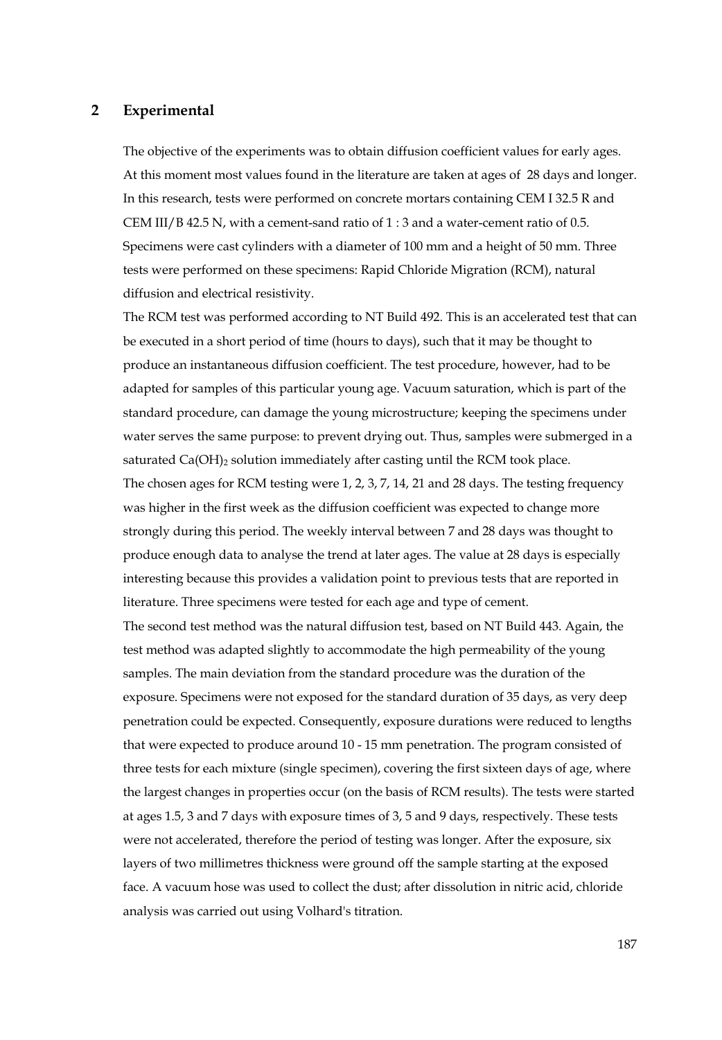## 2 Experimental

The objective of the experiments was to obtain diffusion coefficient values for early ages. At this moment most values found in the literature are taken at ages of 28 days and longer. In this research, tests were performed on concrete mortars containing CEM I 32.5 R and CEM III/B 42.5 N, with a cement-sand ratio of 1 : 3 and a water-cement ratio of 0.5. Specimens were cast cylinders with a diameter of 100 mm and a height of 50 mm. Three tests were performed on these specimens: Rapid Chloride Migration (RCM), natural diffusion and electrical resistivity.

The RCM test was performed according to NT Build 492. This is an accelerated test that can be executed in a short period of time (hours to days), such that it may be thought to produce an instantaneous diffusion coefficient. The test procedure, however, had to be adapted for samples of this particular young age. Vacuum saturation, which is part of the standard procedure, can damage the young microstructure; keeping the specimens under water serves the same purpose: to prevent drying out. Thus, samples were submerged in a saturated $Ca(OH)_2$ solution immediately after casting until the RCM took place.

The chosen ages for RCM testing were 1, 2, 3, 7, 14, 21 and 28 days. The testing frequency was higher in the first week as the diffusion coefficient was expected to change more strongly during this period. The weekly interval between 7 and 28 days was thought to produce enough data to analyse the trend at later ages. The value at 28 days is especially interesting because this provides a validation point to previous tests that are reported in literature. Three specimens were tested for each age and type of cement.

The second test method was the natural diffusion test, based on NT Build 443. Again, the test method was adapted slightly to accommodate the high permeability of the young samples. The main deviation from the standard procedure was the duration of the exposure. Specimens were not exposed for the standard duration of 35 days, as very deep penetration could be expected. Consequently, exposure durations were reduced to lengths that were expected to produce around 10 - 15 mm penetration. The program consisted of three tests for each mixture (single specimen), covering the first sixteen days of age, where the largest changes in properties occur (on the basis of RCM results). The tests were started at ages 1.5, 3 and 7 days with exposure times of 3, 5 and 9 days, respectively. These tests were not accelerated, therefore the period of testing was longer. After the exposure, six layers of two millimetres thickness were ground off the sample starting at the exposed face. A vacuum hose was used to collect the dust; after dissolution in nitric acid, chloride analysis was carried out using Volhard's titration.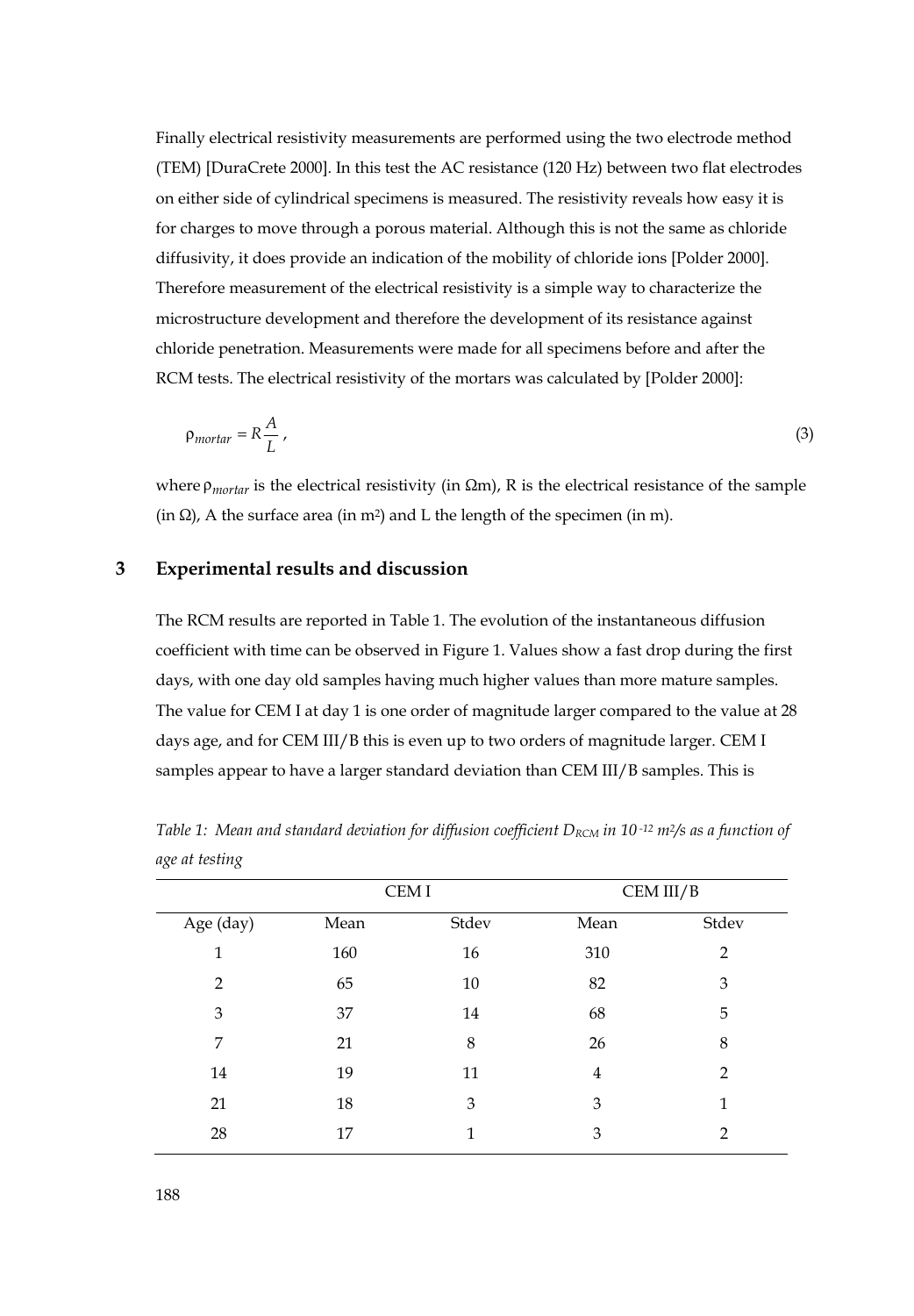Finally electrical resistivity measurements are performed using the two electrode method (TEM) [DuraCrete 2000]. In this test the AC resistance (120 Hz) between two flat electrodes on either side of cylindrical specimens is measured. The resistivity reveals how easy it is for charges to move through a porous material. Although this is not the same as chloride diffusivity, it does provide an indication of the mobility of chloride ions [Polder 2000]. Therefore measurement of the electrical resistivity is a simple way to characterize the microstructure development and therefore the development of its resistance against chloride penetration. Measurements were made for all specimens before and after the RCM tests. The electrical resistivity of the mortars was calculated by [Polder 2000]:

$$\rho_{mortar} = R\frac{A}{L}, \tag{3}$$

where $\rho_{mortar}$ is the electrical resistivity (in Ωm), R is the electrical resistance of the sample (in Ω), A the surface area (in m²) and L the length of the specimen (in m).

## 3 Experimental results and discussion

The RCM results are reported in Table 1. The evolution of the instantaneous diffusion coefficient with time can be observed in Figure 1. Values show a fast drop during the first days, with one day old samples having much higher values than more mature samples. The value for CEM I at day 1 is one order of magnitude larger compared to the value at 28 days age, and for CEM III/B this is even up to two orders of magnitude larger. CEM I samples appear to have a larger standard deviation than CEM III/B samples. This is

*Table 1: Mean and standard deviation for diffusion coefficient $D_{RCM}$ in $10^{-12}$ m²/s as a function of age at testing*

| | CEM I | | CEM III/B | |
|---|---|---|---|---|
| Age (day) | Mean | Stdev | Mean | Stdev |
| 1 | 160 | 16 | 310 | 2 |
| 2 | 65 | 10 | 82 | 3 |
| 3 | 37 | 14 | 68 | 5 |
| 7 | 21 | 8 | 26 | 8 |
| 14 | 19 | 11 | 4 | 2 |
| 21 | 18 | 3 | 3 | 1 |
| 28 | 17 | 1 | 3 | 2 |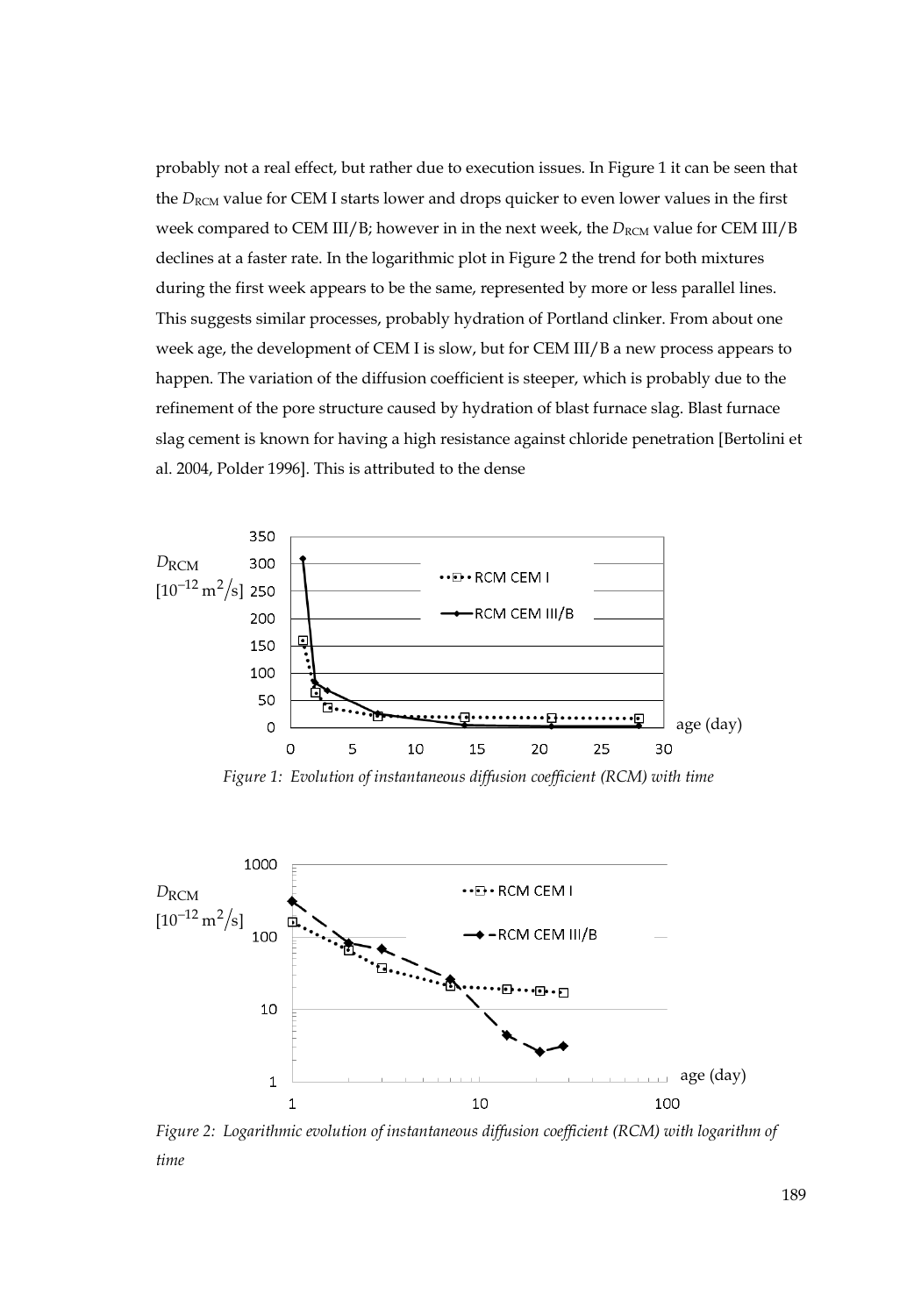probably not a real effect, but rather due to execution issues. In Figure 1 it can be seen that the $D_{RCM}$ value for CEM I starts lower and drops quicker to even lower values in the first week compared to CEM III/B; however in in the next week, the $D_{RCM}$ value for CEM III/B declines at a faster rate. In the logarithmic plot in Figure 2 the trend for both mixtures during the first week appears to be the same, represented by more or less parallel lines. This suggests similar processes, probably hydration of Portland clinker. From about one week age, the development of CEM I is slow, but for CEM III/B a new process appears to happen. The variation of the diffusion coefficient is steeper, which is probably due to the refinement of the pore structure caused by hydration of blast furnace slag. Blast furnace slag cement is known for having a high resistance against chloride penetration [Bertolini et al. 2004, Polder 1996]. This is attributed to the dense

*Figure 1: Evolution of instantaneous diffusion coefficient (RCM) with time*

*Figure 2: Logarithmic evolution of instantaneous diffusion coefficient (RCM) with logarithm of time*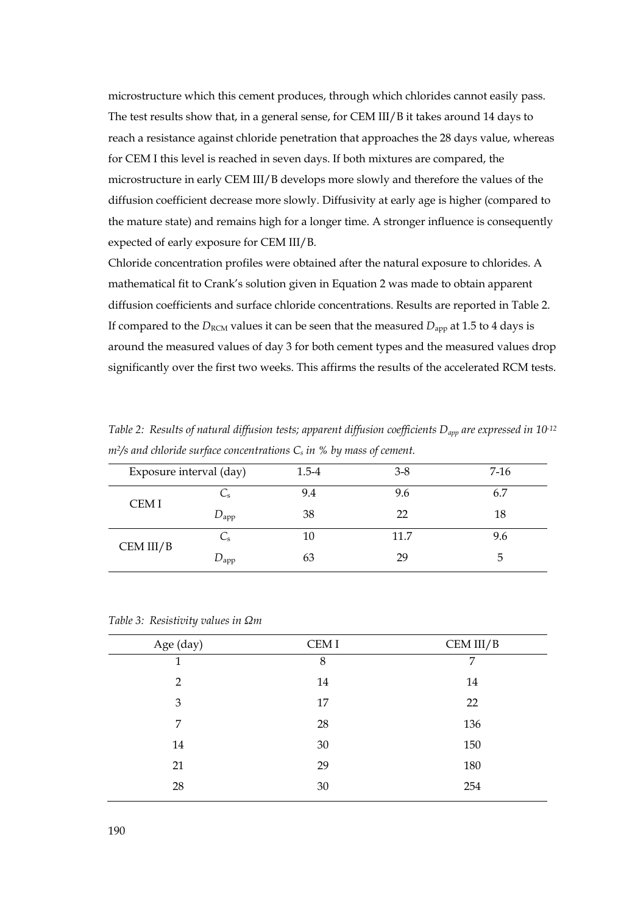microstructure which this cement produces, through which chlorides cannot easily pass. The test results show that, in a general sense, for CEM III/B it takes around 14 days to reach a resistance against chloride penetration that approaches the 28 days value, whereas for CEM I this level is reached in seven days. If both mixtures are compared, the microstructure in early CEM III/B develops more slowly and therefore the values of the diffusion coefficient decrease more slowly. Diffusivity at early age is higher (compared to the mature state) and remains high for a longer time. A stronger influence is consequently expected of early exposure for CEM III/B.

Chloride concentration profiles were obtained after the natural exposure to chlorides. A mathematical fit to Crank's solution given in Equation 2 was made to obtain apparent diffusion coefficients and surface chloride concentrations. Results are reported in Table 2. If compared to the $D_{RCM}$ values it can be seen that the measured $D_{app}$ at 1.5 to 4 days is around the measured values of day 3 for both cement types and the measured values drop significantly over the first two weeks. This affirms the results of the accelerated RCM tests.

*Table 2: Results of natural diffusion tests; apparent diffusion coefficients $D_{app}$ are expressed in $10^{-12}$ $m^2/s$ and chloride surface concentrations $C_s$ in % by mass of cement.*

| Exposure interval (day) | | 1.5-4 | 3-8 | 7-16 |
|---|---|---|---|---|
| CEM I | $C_s$ | 9.4 | 9.6 | 6.7 |
| | $D_{app}$ | 38 | 22 | 18 |
| CEM III/B | $C_s$ | 10 | 11.7 | 9.6 |
| | $D_{app}$ | 63 | 29 | 5 |

*Table 3: Resistivity values in Ωm*

| Age (day) | CEM I | CEM III/B |
|---|---|---|
| 1 | 8 | 7 |
| 2 | 14 | 14 |
| 3 | 17 | 22 |
| 7 | 28 | 136 |
| 14 | 30 | 150 |
| 21 | 29 | 180 |
| 28 | 30 | 254 |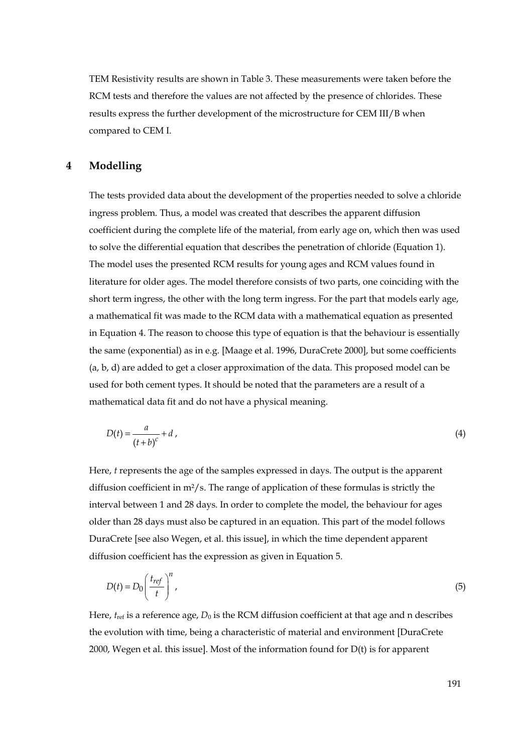TEM Resistivity results are shown in Table 3. These measurements were taken before the RCM tests and therefore the values are not affected by the presence of chlorides. These results express the further development of the microstructure for CEM III/B when compared to CEM I.

## 4 Modelling

The tests provided data about the development of the properties needed to solve a chloride ingress problem. Thus, a model was created that describes the apparent diffusion coefficient during the complete life of the material, from early age on, which then was used to solve the differential equation that describes the penetration of chloride (Equation 1). The model uses the presented RCM results for young ages and RCM values found in literature for older ages. The model therefore consists of two parts, one coinciding with the short term ingress, the other with the long term ingress. For the part that models early age, a mathematical fit was made to the RCM data with a mathematical equation as presented in Equation 4. The reason to choose this type of equation is that the behaviour is essentially the same (exponential) as in e.g. [Maage et al. 1996, DuraCrete 2000], but some coefficients (a, b, d) are added to get a closer approximation of the data. This proposed model can be used for both cement types. It should be noted that the parameters are a result of a mathematical data fit and do not have a physical meaning.

$$D(t) = \frac{a}{(t+b)^c} + d\,, \tag{4}$$

Here, $t$ represents the age of the samples expressed in days. The output is the apparent diffusion coefficient in m²/s. The range of application of these formulas is strictly the interval between 1 and 28 days. In order to complete the model, the behaviour for ages older than 28 days must also be captured in an equation. This part of the model follows DuraCrete [see also Wegen, et al. this issue], in which the time dependent apparent diffusion coefficient has the expression as given in Equation 5.

$$D(t) = D_0 \left( \frac{t_{ref}}{t} \right)^n, \tag{5}$$

Here, $t_{ref}$ is a reference age, $D_0$ is the RCM diffusion coefficient at that age and n describes the evolution with time, being a characteristic of material and environment [DuraCrete 2000, Wegen et al. this issue]. Most of the information found for D(t) is for apparent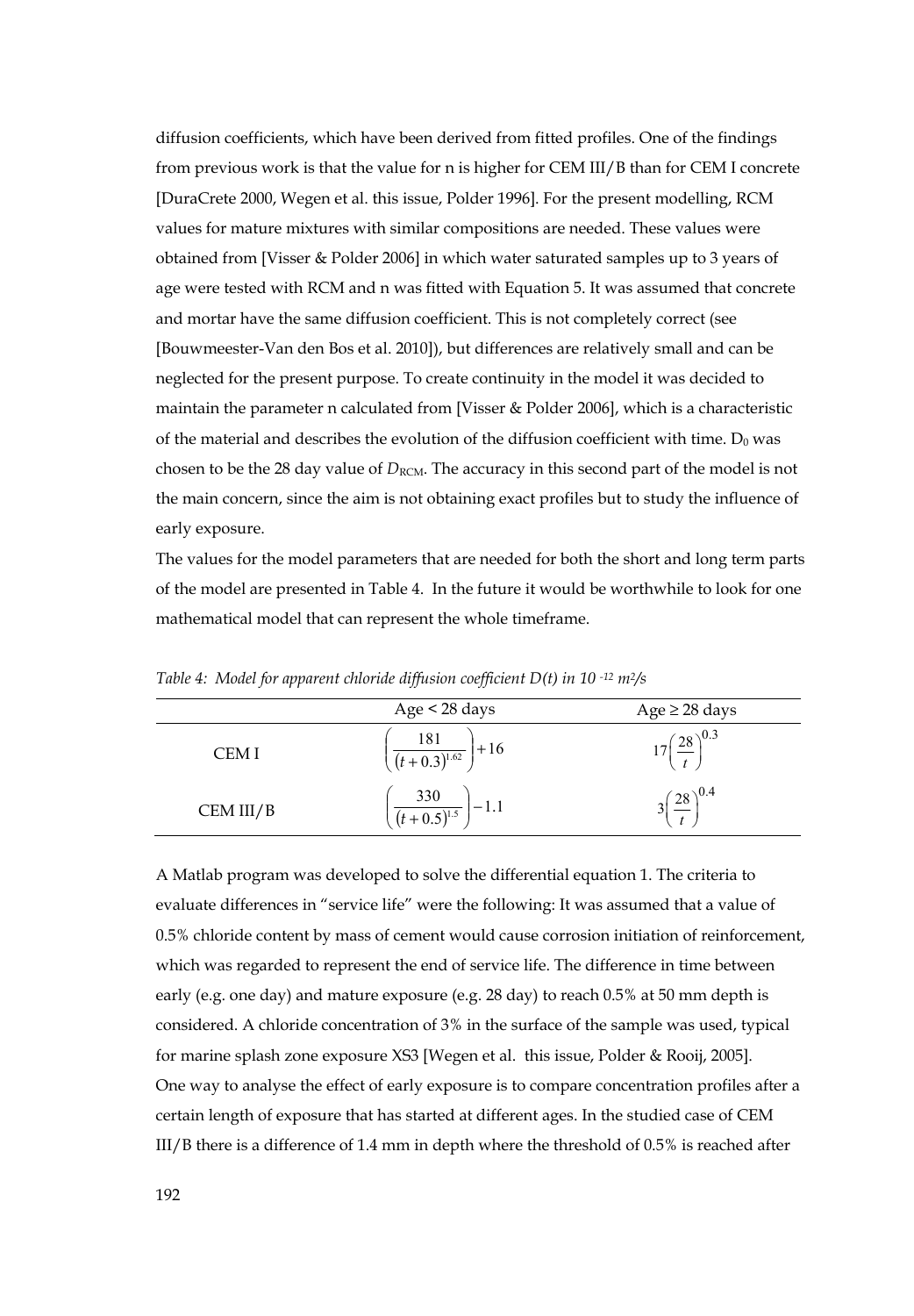diffusion coefficients, which have been derived from fitted profiles. One of the findings from previous work is that the value for n is higher for CEM III/B than for CEM I concrete [DuraCrete 2000, Wegen et al. this issue, Polder 1996]. For the present modelling, RCM values for mature mixtures with similar compositions are needed. These values were obtained from [Visser & Polder 2006] in which water saturated samples up to 3 years of age were tested with RCM and n was fitted with Equation 5. It was assumed that concrete and mortar have the same diffusion coefficient. This is not completely correct (see [Bouwmeester-Van den Bos et al. 2010]), but differences are relatively small and can be neglected for the present purpose. To create continuity in the model it was decided to maintain the parameter n calculated from [Visser & Polder 2006], which is a characteristic of the material and describes the evolution of the diffusion coefficient with time. $D_0$ was chosen to be the 28 day value of $D_{RCM}$. The accuracy in this second part of the model is not the main concern, since the aim is not obtaining exact profiles but to study the influence of early exposure.

The values for the model parameters that are needed for both the short and long term parts of the model are presented in Table 4. In the future it would be worthwhile to look for one mathematical model that can represent the whole timeframe.

*Table 4: Model for apparent chloride diffusion coefficient D(t) in $10^{-12}$ m²/s*

| | Age < 28 days | Age ≥ 28 days |
|---|---|---|
| CEM I | $\left(\frac{181}{(t+0.3)^{1.62}}\right)+16$ | $17\left(\frac{28}{t}\right)^{0.3}$ |
| CEM III/B | $\left(\frac{330}{(t+0.5)^{1.5}}\right)-1.1$ | $3\left(\frac{28}{t}\right)^{0.4}$ |

A Matlab program was developed to solve the differential equation 1. The criteria to evaluate differences in "service life" were the following: It was assumed that a value of 0.5% chloride content by mass of cement would cause corrosion initiation of reinforcement, which was regarded to represent the end of service life. The difference in time between early (e.g. one day) and mature exposure (e.g. 28 day) to reach 0.5% at 50 mm depth is considered. A chloride concentration of 3% in the surface of the sample was used, typical for marine splash zone exposure XS3 [Wegen et al. this issue, Polder & Rooij, 2005].

One way to analyse the effect of early exposure is to compare concentration profiles after a certain length of exposure that has started at different ages. In the studied case of CEM III/B there is a difference of 1.4 mm in depth where the threshold of 0.5% is reached after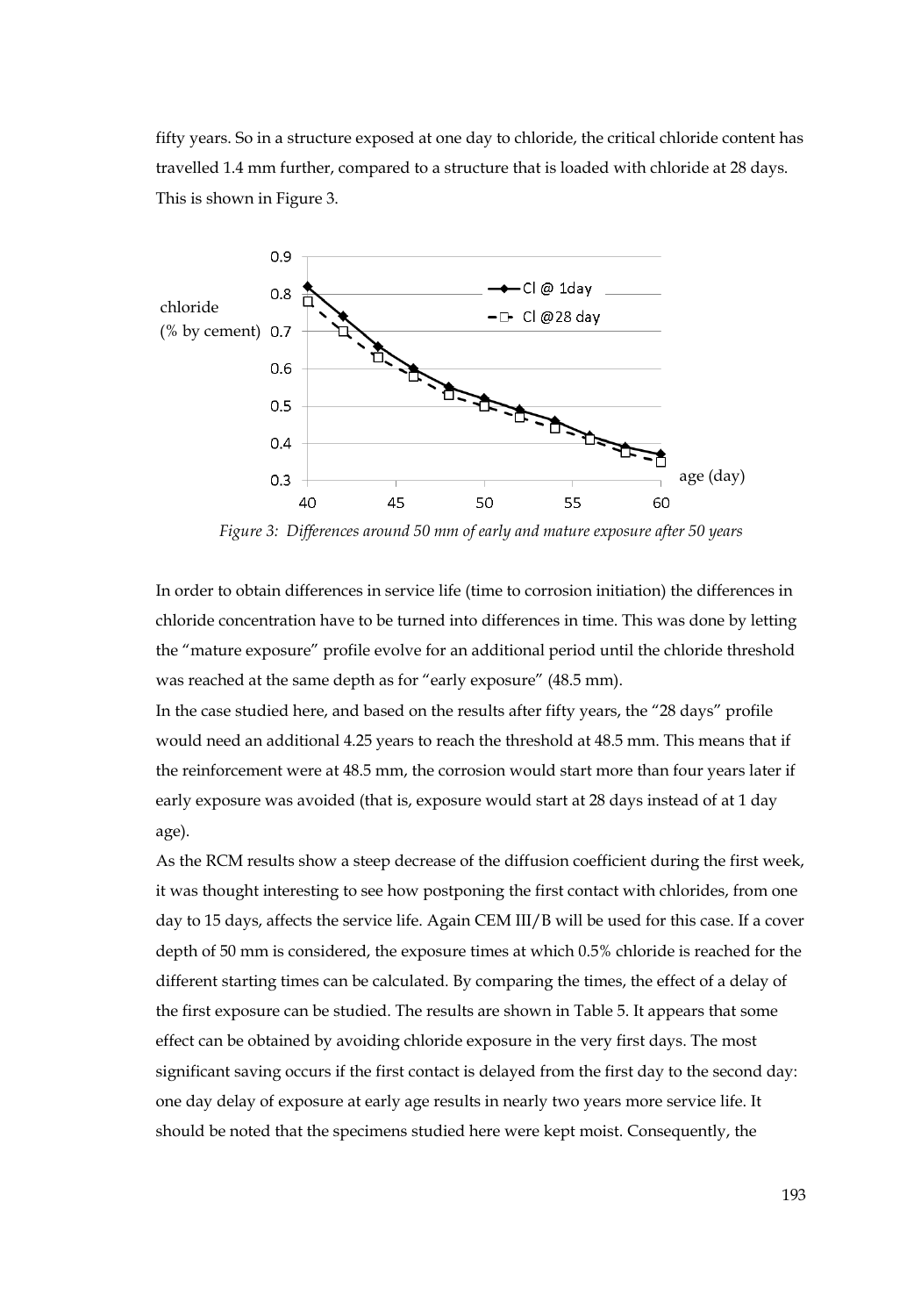fifty years. So in a structure exposed at one day to chloride, the critical chloride content has travelled 1.4 mm further, compared to a structure that is loaded with chloride at 28 days. This is shown in Figure 3.

*Figure 3: Differences around 50 mm of early and mature exposure after 50 years*

In order to obtain differences in service life (time to corrosion initiation) the differences in chloride concentration have to be turned into differences in time. This was done by letting the "mature exposure" profile evolve for an additional period until the chloride threshold was reached at the same depth as for "early exposure" (48.5 mm).

In the case studied here, and based on the results after fifty years, the "28 days" profile would need an additional 4.25 years to reach the threshold at 48.5 mm. This means that if the reinforcement were at 48.5 mm, the corrosion would start more than four years later if early exposure was avoided (that is, exposure would start at 28 days instead of at 1 day age).

As the RCM results show a steep decrease of the diffusion coefficient during the first week, it was thought interesting to see how postponing the first contact with chlorides, from one day to 15 days, affects the service life. Again CEM III/B will be used for this case. If a cover depth of 50 mm is considered, the exposure times at which 0.5% chloride is reached for the different starting times can be calculated. By comparing the times, the effect of a delay of the first exposure can be studied. The results are shown in Table 5. It appears that some effect can be obtained by avoiding chloride exposure in the very first days. The most significant saving occurs if the first contact is delayed from the first day to the second day: one day delay of exposure at early age results in nearly two years more service life. It should be noted that the specimens studied here were kept moist. Consequently, the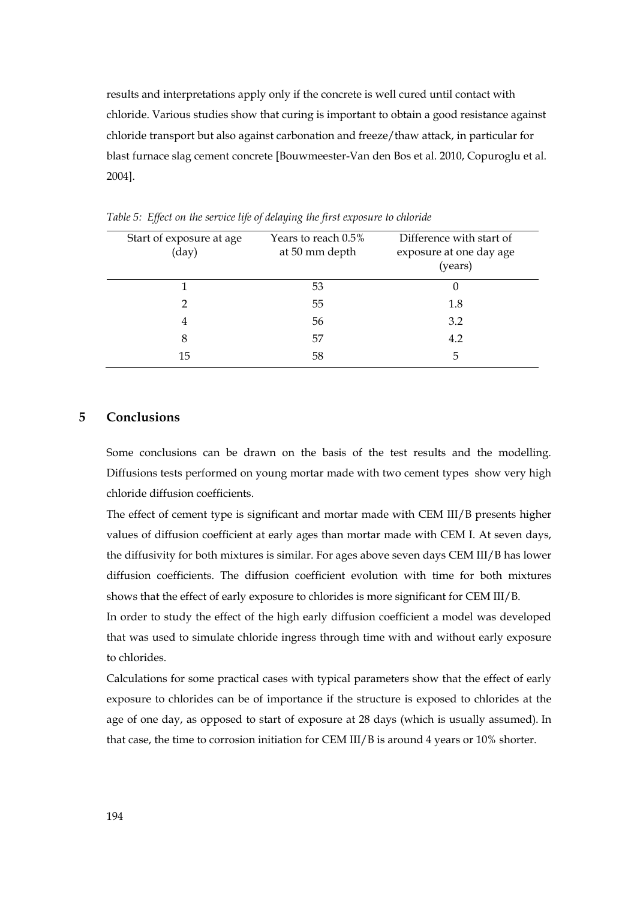results and interpretations apply only if the concrete is well cured until contact with chloride. Various studies show that curing is important to obtain a good resistance against chloride transport but also against carbonation and freeze/thaw attack, in particular for blast furnace slag cement concrete [Bouwmeester-Van den Bos et al. 2010, Copuroglu et al. 2004].

*Table 5: Effect on the service life of delaying the first exposure to chloride*

| Start of exposure at age (day) | Years to reach 0.5% at 50 mm depth | Difference with start of exposure at one day age (years) |
| --- | --- | --- |
| 1 | 53 | 0 |
| 2 | 55 | 1.8 |
| 4 | 56 | 3.2 |
| 8 | 57 | 4.2 |
| 15 | 58 | 5 |

## 5 Conclusions

Some conclusions can be drawn on the basis of the test results and the modelling. Diffusions tests performed on young mortar made with two cement types show very high chloride diffusion coefficients.

The effect of cement type is significant and mortar made with CEM III/B presents higher values of diffusion coefficient at early ages than mortar made with CEM I. At seven days, the diffusivity for both mixtures is similar. For ages above seven days CEM III/B has lower diffusion coefficients. The diffusion coefficient evolution with time for both mixtures shows that the effect of early exposure to chlorides is more significant for CEM III/B.

In order to study the effect of the high early diffusion coefficient a model was developed that was used to simulate chloride ingress through time with and without early exposure to chlorides.

Calculations for some practical cases with typical parameters show that the effect of early exposure to chlorides can be of importance if the structure is exposed to chlorides at the age of one day, as opposed to start of exposure at 28 days (which is usually assumed). In that case, the time to corrosion initiation for CEM III/B is around 4 years or 10% shorter.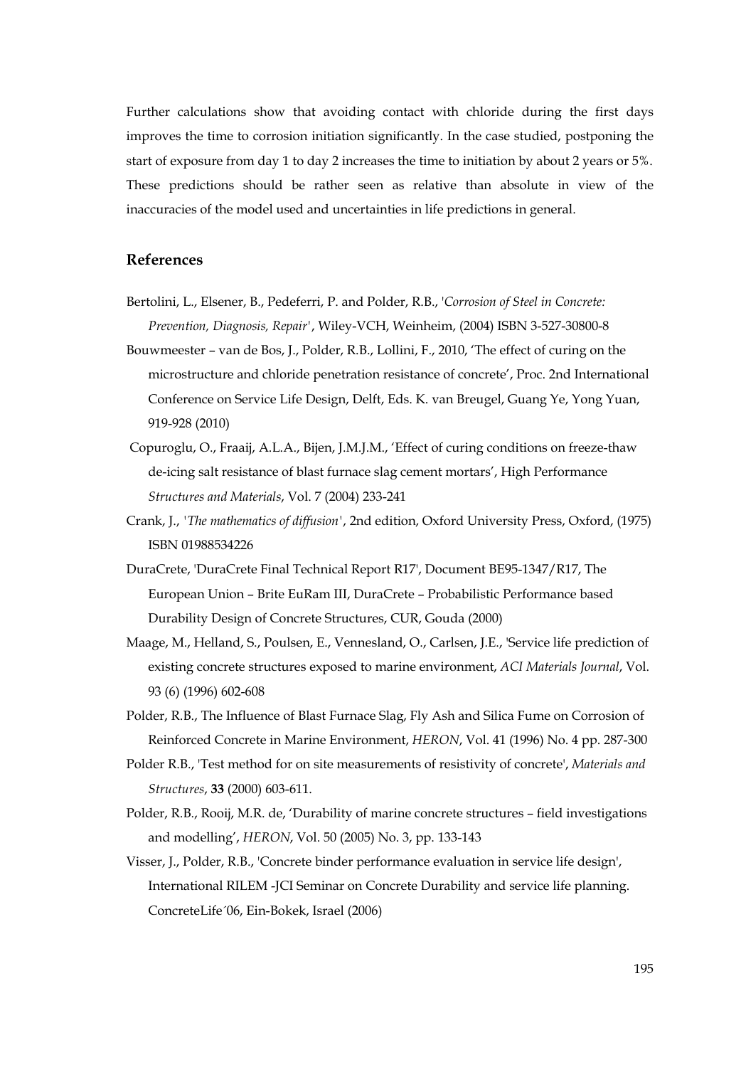Further calculations show that avoiding contact with chloride during the first days improves the time to corrosion initiation significantly. In the case studied, postponing the start of exposure from day 1 to day 2 increases the time to initiation by about 2 years or 5%. These predictions should be rather seen as relative than absolute in view of the inaccuracies of the model used and uncertainties in life predictions in general.

## References

Bertolini, L., Elsener, B., Pedeferri, P. and Polder, R.B., '*Corrosion of Steel in Concrete: Prevention, Diagnosis, Repair*', Wiley-VCH, Weinheim, (2004) ISBN 3-527-30800-8

Bouwmeester – van de Bos, J., Polder, R.B., Lollini, F., 2010, 'The effect of curing on the microstructure and chloride penetration resistance of concrete', Proc. 2nd International Conference on Service Life Design, Delft, Eds. K. van Breugel, Guang Ye, Yong Yuan, 919-928 (2010)

Copuroglu, O., Fraaij, A.L.A., Bijen, J.M.J.M., 'Effect of curing conditions on freeze-thaw de-icing salt resistance of blast furnace slag cement mortars', High Performance *Structures and Materials*, Vol. 7 (2004) 233-241

Crank, J., '*The mathematics of diffusion*', 2nd edition, Oxford University Press, Oxford, (1975) ISBN 01988534226

DuraCrete, 'DuraCrete Final Technical Report R17', Document BE95-1347/R17, The European Union – Brite EuRam III, DuraCrete – Probabilistic Performance based Durability Design of Concrete Structures, CUR, Gouda (2000)

Maage, M., Helland, S., Poulsen, E., Vennesland, O., Carlsen, J.E., 'Service life prediction of existing concrete structures exposed to marine environment, *ACI Materials Journal*, Vol. 93 (6) (1996) 602-608

Polder, R.B., The Influence of Blast Furnace Slag, Fly Ash and Silica Fume on Corrosion of Reinforced Concrete in Marine Environment, *HERON*, Vol. 41 (1996) No. 4 pp. 287-300

Polder R.B., 'Test method for on site measurements of resistivity of concrete', *Materials and Structures*, **33** (2000) 603-611.

Polder, R.B., Rooij, M.R. de, 'Durability of marine concrete structures – field investigations and modelling', *HERON*, Vol. 50 (2005) No. 3, pp. 133-143

Visser, J., Polder, R.B., 'Concrete binder performance evaluation in service life design', International RILEM -JCI Seminar on Concrete Durability and service life planning. ConcreteLife´06, Ein-Bokek, Israel (2006)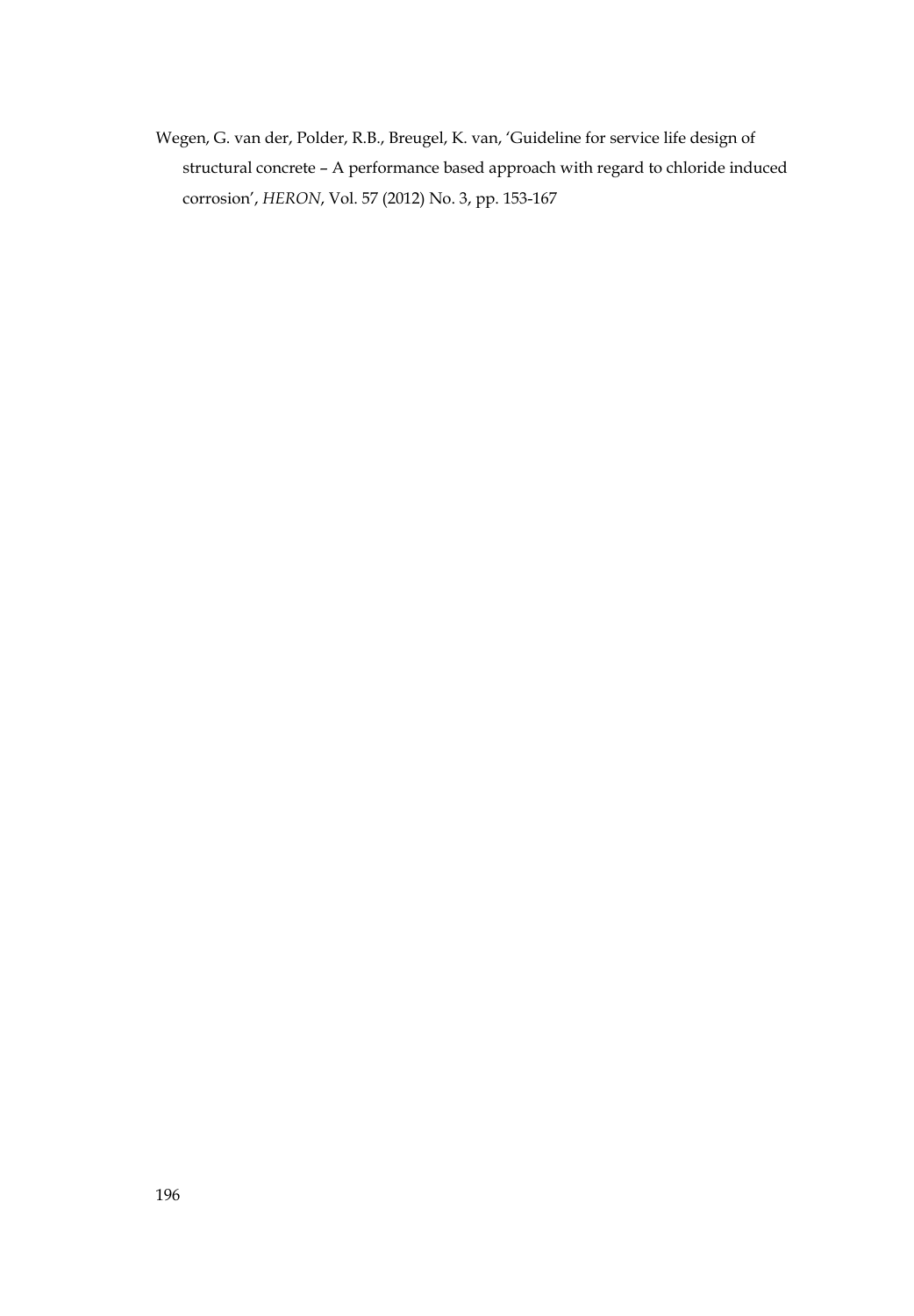Wegen, G. van der, Polder, R.B., Breugel, K. van, 'Guideline for service life design of structural concrete – A performance based approach with regard to chloride induced corrosion', *HERON*, Vol. 57 (2012) No. 3, pp. 153-167